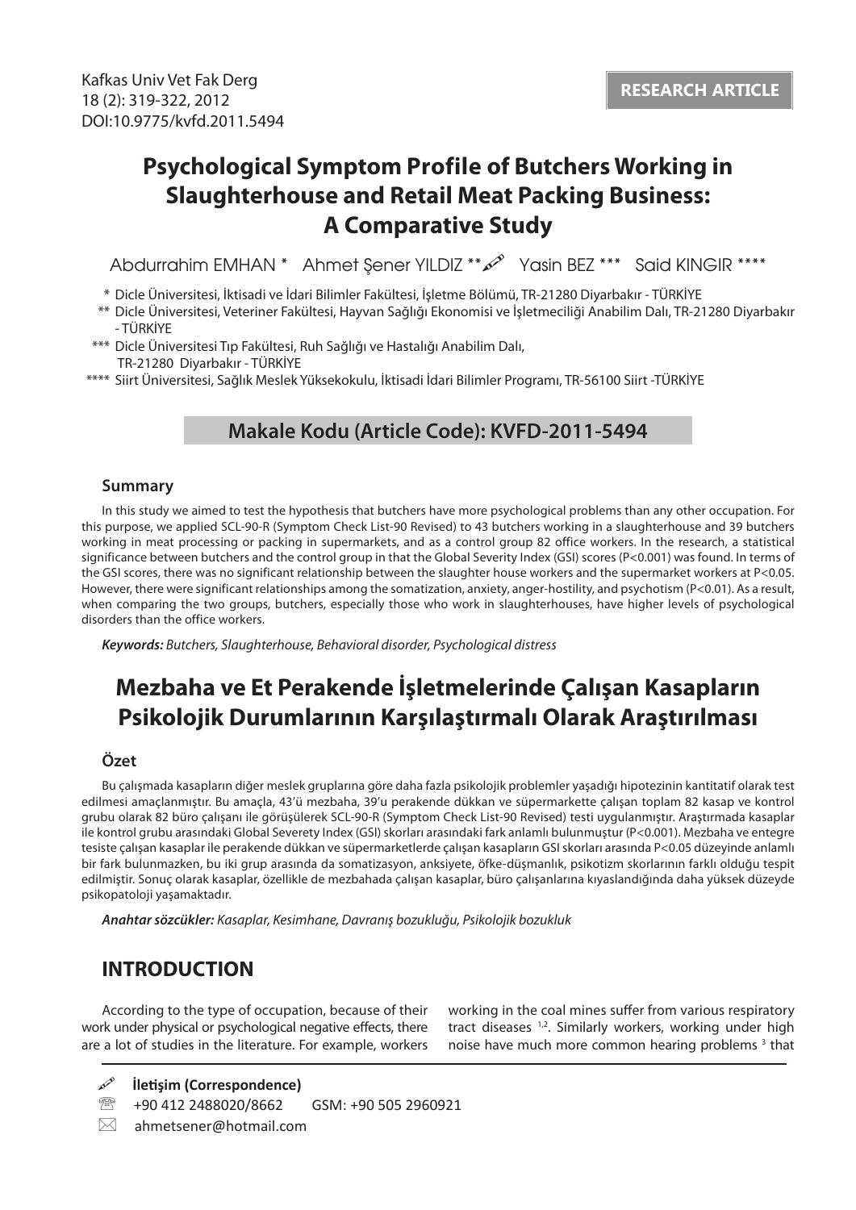Kafkas Univ Vet Fak Derg
18 (2): 319-322, 2012
DOI:10.9775/kvfd.2011.5494

**RESEARCH ARTICLE**

# Psychological Symptom Profile of Butchers Working in Slaughterhouse and Retail Meat Packing Business: A Comparative Study

Abdurrahim EMHAN * Ahmet Şener YILDIZ ** Yasin BEZ *** Said KINGIR ****

\* Dicle Üniversitesi, İktisadi ve İdari Bilimler Fakültesi, İşletme Bölümü, TR-21280 Diyarbakır - TÜRKİYE

\*\* Dicle Üniversitesi, Veteriner Fakültesi, Hayvan Sağlığı Ekonomisi ve İşletmeciliği Anabilim Dalı, TR-21280 Diyarbakır - TÜRKİYE

\*\*\* Dicle Üniversitesi Tıp Fakültesi, Ruh Sağlığı ve Hastalığı Anabilim Dalı, TR-21280 Diyarbakır - TÜRKİYE

\*\*\*\* Siirt Üniversitesi, Sağlık Meslek Yüksekokulu, İktisadi İdari Bilimler Programı, TR-56100 Siirt -TÜRKİYE

**Makale Kodu (Article Code): KVFD-2011-5494**

## Summary

In this study we aimed to test the hypothesis that butchers have more psychological problems than any other occupation. For this purpose, we applied SCL-90-R (Symptom Check List-90 Revised) to 43 butchers working in a slaughterhouse and 39 butchers working in meat processing or packing in supermarkets, and as a control group 82 office workers. In the research, a statistical significance between butchers and the control group in that the Global Severity Index (GSI) scores (P<0.001) was found. In terms of the GSI scores, there was no significant relationship between the slaughter house workers and the supermarket workers at P<0.05. However, there were significant relationships among the somatization, anxiety, anger-hostility, and psychotism (P<0.01). As a result, when comparing the two groups, butchers, especially those who work in slaughterhouses, have higher levels of psychological disorders than the office workers.

***Keywords:*** *Butchers, Slaughterhouse, Behavioral disorder, Psychological distress*

# Mezbaha ve Et Perakende İşletmelerinde Çalışan Kasapların Psikolojik Durumlarının Karşılaştırmalı Olarak Araştırılması

## Özet

Bu çalışmada kasapların diğer meslek gruplarına göre daha fazla psikolojik problemler yaşadığı hipotezinin kantitatif olarak test edilmesi amaçlanmıştır. Bu amaçla, 43'ü mezbaha, 39'u perakende dükkan ve süpermarkette çalışan toplam 82 kasap ve kontrol grubu olarak 82 büro çalışanı ile görüşülerek SCL-90-R (Symptom Check List-90 Revised) testi uygulanmıştır. Araştırmada kasaplar ile kontrol grubu arasındaki Global Severety Index (GSI) skorları arasındaki fark anlamlı bulunmuştur (P<0.001). Mezbaha ve entegre tesiste çalışan kasaplar ile perakende dükkan ve süpermarketlerde çalışan kasapların GSI skorları arasında P<0.05 düzeyinde anlamlı bir fark bulunmazken, bu iki grup arasında da somatizasyon, anksiyete, öfke-düşmanlık, psikotizm skorlarının farklı olduğu tespit edilmiştir. Sonuç olarak kasaplar, özellikle de mezbahada çalışan kasaplar, büro çalışanlarına kıyaslandığında daha yüksek düzeyde psikopatoloji yaşamaktadır.

***Anahtar sözcükler:*** *Kasaplar, Kesimhane, Davranış bozukluğu, Psikolojik bozukluk*

## INTRODUCTION

According to the type of occupation, because of their work under physical or psychological negative effects, there are a lot of studies in the literature. For example, workers working in the coal mines suffer from various respiratory tract diseases [1,2]. Similarly workers, working under high noise have much more common hearing problems [3] that

**İletişim (Correspondence)**

+90 412 2488020/8662 GSM: +90 505 2960921

ahmetsener@hotmail.com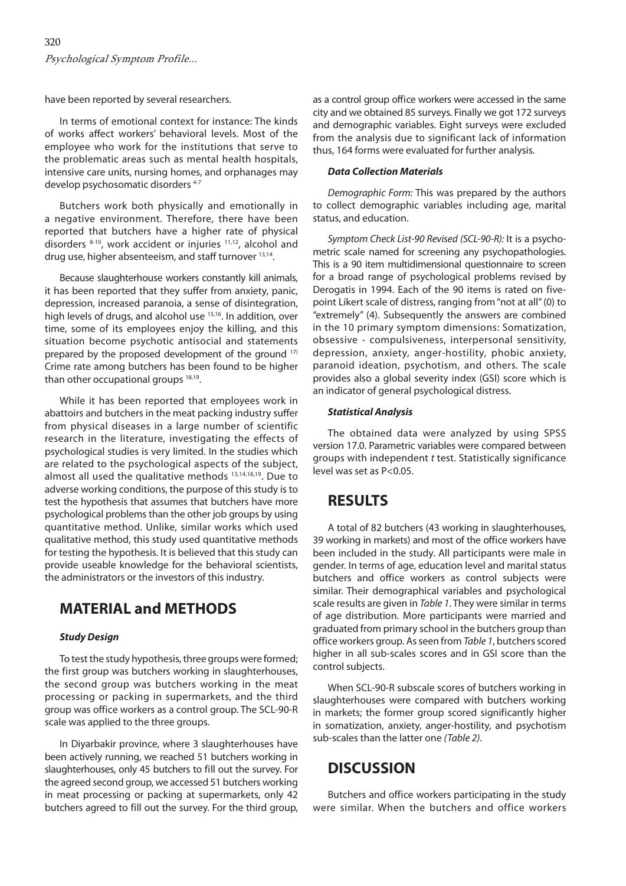have been reported by several researchers.

In terms of emotional context for instance: The kinds of works affect workers' behavioral levels. Most of the employee who work for the institutions that serve to the problematic areas such as mental health hospitals, intensive care units, nursing homes, and orphanages may develop psychosomatic disorders [4-7]

Butchers work both physically and emotionally in a negative environment. Therefore, there have been reported that butchers have a higher rate of physical disorders [8-10], work accident or injuries [11,12], alcohol and drug use, higher absenteeism, and staff turnover [13,14].

Because slaughterhouse workers constantly kill animals, it has been reported that they suffer from anxiety, panic, depression, increased paranoia, a sense of disintegration, high levels of drugs, and alcohol use [15,16]. In addition, over time, some of its employees enjoy the killing, and this situation become psychotic antisocial and statements prepared by the proposed development of the ground [17] Crime rate among butchers has been found to be higher than other occupational groups [18,19].

While it has been reported that employees work in abattoirs and butchers in the meat packing industry suffer from physical diseases in a large number of scientific research in the literature, investigating the effects of psychological studies is very limited. In the studies which are related to the psychological aspects of the subject, almost all used the qualitative methods [13,14,18,19]. Due to adverse working conditions, the purpose of this study is to test the hypothesis that assumes that butchers have more psychological problems than the other job groups by using quantitative method. Unlike, similar works which used qualitative method, this study used quantitative methods for testing the hypothesis. It is believed that this study can provide useable knowledge for the behavioral scientists, the administrators or the investors of this industry.

## MATERIAL and METHODS

### *Study Design*

To test the study hypothesis, three groups were formed; the first group was butchers working in slaughterhouses, the second group was butchers working in the meat processing or packing in supermarkets, and the third group was office workers as a control group. The SCL-90-R scale was applied to the three groups.

In Diyarbakir province, where 3 slaughterhouses have been actively running, we reached 51 butchers working in slaughterhouses, only 45 butchers to fill out the survey. For the agreed second group, we accessed 51 butchers working in meat processing or packing at supermarkets, only 42 butchers agreed to fill out the survey. For the third group, as a control group office workers were accessed in the same city and we obtained 85 surveys. Finally we got 172 surveys and demographic variables. Eight surveys were excluded from the analysis due to significant lack of information thus, 164 forms were evaluated for further analysis.

### *Data Collection Materials*

*Demographic Form:* This was prepared by the authors to collect demographic variables including age, marital status, and education.

*Symptom Check List-90 Revised (SCL-90-R):* It is a psychometric scale named for screening any psychopathologies. This is a 90 item multidimensional questionnaire to screen for a broad range of psychological problems revised by Derogatis in 1994. Each of the 90 items is rated on five-point Likert scale of distress, ranging from "not at all" (0) to "extremely" (4). Subsequently the answers are combined in the 10 primary symptom dimensions: Somatization, obsessive - compulsiveness, interpersonal sensitivity, depression, anxiety, anger-hostility, phobic anxiety, paranoid ideation, psychotism, and others. The scale provides also a global severity index (GSI) score which is an indicator of general psychological distress.

### *Statistical Analysis*

The obtained data were analyzed by using SPSS version 17.0. Parametric variables were compared between groups with independent *t* test. Statistically significance level was set as $P<0.05$.

## RESULTS

A total of 82 butchers (43 working in slaughterhouses, 39 working in markets) and most of the office workers have been included in the study. All participants were male in gender. In terms of age, education level and marital status butchers and office workers as control subjects were similar. Their demographical variables and psychological scale results are given in *Table 1*. They were similar in terms of age distribution. More participants were married and graduated from primary school in the butchers group than office workers group. As seen from *Table 1*, butchers scored higher in all sub-scales scores and in GSI score than the control subjects.

When SCL-90-R subscale scores of butchers working in slaughterhouses were compared with butchers working in markets; the former group scored significantly higher in somatization, anxiety, anger-hostility, and psychotism sub-scales than the latter one *(Table 2)*.

## DISCUSSION

Butchers and office workers participating in the study were similar. When the butchers and office workers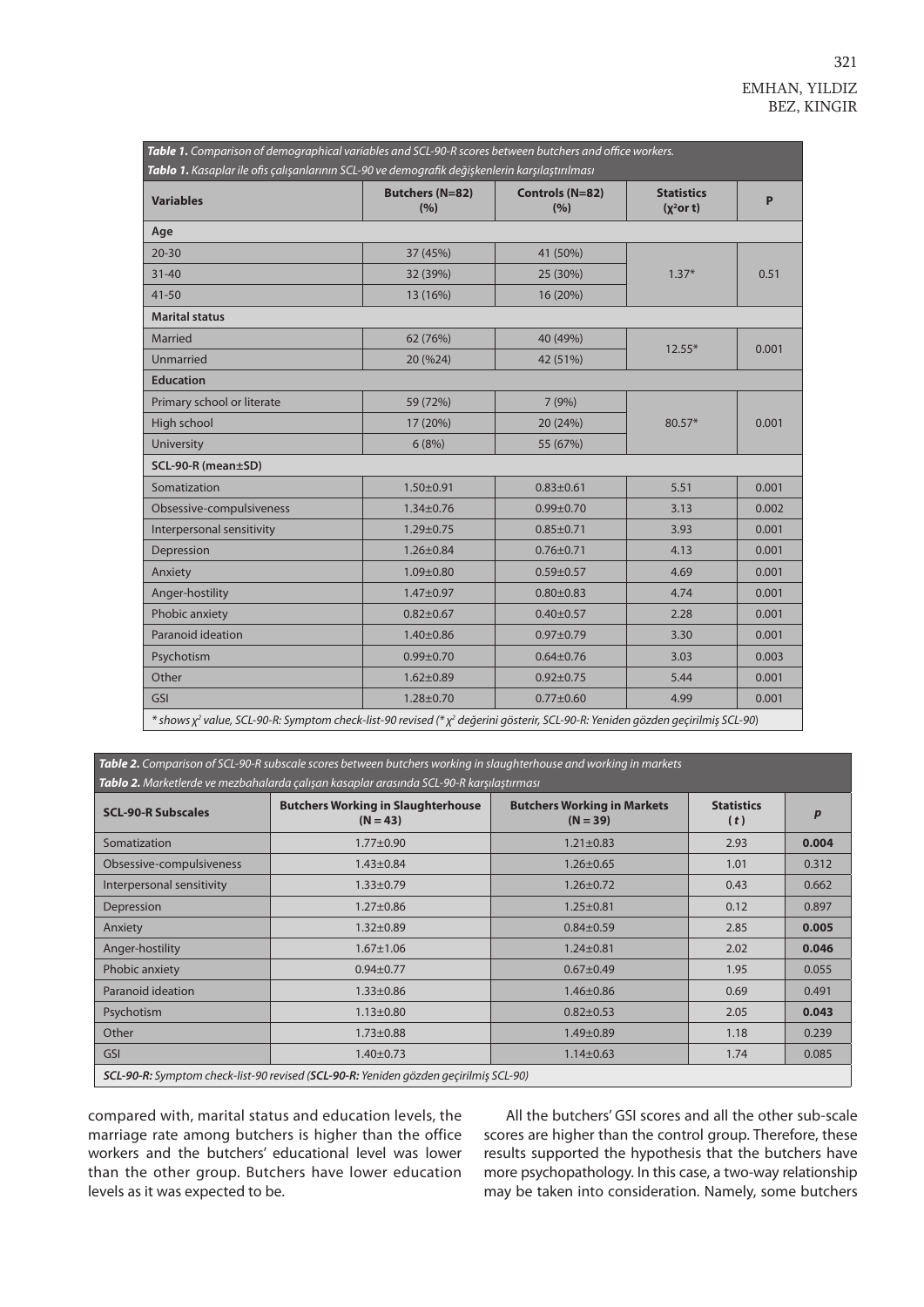**Table 1.** *Comparison of demographical variables and SCL-90-R scores between butchers and office workers.*

**Tablo 1.** *Kasaplar ile ofis çalışanlarının SCL-90 ve demografik değişkenlerin karşılaştırılması*

| Variables | Butchers (N=82) (%) | Controls (N=82) (%) | Statistics ($\chi^2$ or t) | P |
|---|---|---|---|---|
| **Age** | | | | |
| 20-30 | 37 (45%) | 41 (50%) | 1.37* | 0.51 |
| 31-40 | 32 (39%) | 25 (30%) | | |
| 41-50 | 13 (16%) | 16 (20%) | | |
| **Marital status** | | | | |
| Married | 62 (76%) | 40 (49%) | 12.55* | 0.001 |
| Unmarried | 20 (%24) | 42 (51%) | | |
| **Education** | | | | |
| Primary school or literate | 59 (72%) | 7 (9%) | 80.57* | 0.001 |
| High school | 17 (20%) | 20 (24%) | | |
| University | 6 (8%) | 55 (67%) | | |
| **SCL-90-R (mean±SD)** | | | | |
| Somatization | 1.50±0.91 | 0.83±0.61 | 5.51 | 0.001 |
| Obsessive-compulsiveness | 1.34±0.76 | 0.99±0.70 | 3.13 | 0.002 |
| Interpersonal sensitivity | 1.29±0.75 | 0.85±0.71 | 3.93 | 0.001 |
| Depression | 1.26±0.84 | 0.76±0.71 | 4.13 | 0.001 |
| Anxiety | 1.09±0.80 | 0.59±0.57 | 4.69 | 0.001 |
| Anger-hostility | 1.47±0.97 | 0.80±0.83 | 4.74 | 0.001 |
| Phobic anxiety | 0.82±0.67 | 0.40±0.57 | 2.28 | 0.001 |
| Paranoid ideation | 1.40±0.86 | 0.97±0.79 | 3.30 | 0.001 |
| Psychotism | 0.99±0.70 | 0.64±0.76 | 3.03 | 0.003 |
| Other | 1.62±0.89 | 0.92±0.75 | 5.44 | 0.001 |
| GSI | 1.28±0.70 | 0.77±0.60 | 4.99 | 0.001 |

*\* shows $\chi^2$ value, SCL-90-R: Symptom check-list-90 revised (\* $\chi^2$ değerini gösterir, SCL-90-R: Yeniden gözden geçirilmiş SCL-90)*

**Table 2.** *Comparison of SCL-90-R subscale scores between butchers working in slaughterhouse and working in markets*

**Tablo 2.** *Marketlerde ve mezbahalarda çalışan kasaplar arasında SCL-90-R karşılaştırması*

| SCL-90-R Subscales | Butchers Working in Slaughterhouse (N = 43) | Butchers Working in Markets (N = 39) | Statistics (*t*) | *p* |
|---|---|---|---|---|
| Somatization | 1.77±0.90 | 1.21±0.83 | 2.93 | **0.004** |
| Obsessive-compulsiveness | 1.43±0.84 | 1.26±0.65 | 1.01 | 0.312 |
| Interpersonal sensitivity | 1.33±0.79 | 1.26±0.72 | 0.43 | 0.662 |
| Depression | 1.27±0.86 | 1.25±0.81 | 0.12 | 0.897 |
| Anxiety | 1.32±0.89 | 0.84±0.59 | 2.85 | **0.005** |
| Anger-hostility | 1.67±1.06 | 1.24±0.81 | 2.02 | **0.046** |
| Phobic anxiety | 0.94±0.77 | 0.67±0.49 | 1.95 | 0.055 |
| Paranoid ideation | 1.33±0.86 | 1.46±0.86 | 0.69 | 0.491 |
| Psychotism | 1.13±0.80 | 0.82±0.53 | 2.05 | **0.043** |
| Other | 1.73±0.88 | 1.49±0.89 | 1.18 | 0.239 |
| GSI | 1.40±0.73 | 1.14±0.63 | 1.74 | 0.085 |

***SCL-90-R:** Symptom check-list-90 revised (**SCL-90-R:** Yeniden gözden geçirilmiş SCL-90)*

compared with, marital status and education levels, the marriage rate among butchers is higher than the office workers and the butchers' educational level was lower than the other group. Butchers have lower education levels as it was expected to be.

All the butchers' GSI scores and all the other sub-scale scores are higher than the control group. Therefore, these results supported the hypothesis that the butchers have more psychopathology. In this case, a two-way relationship may be taken into consideration. Namely, some butchers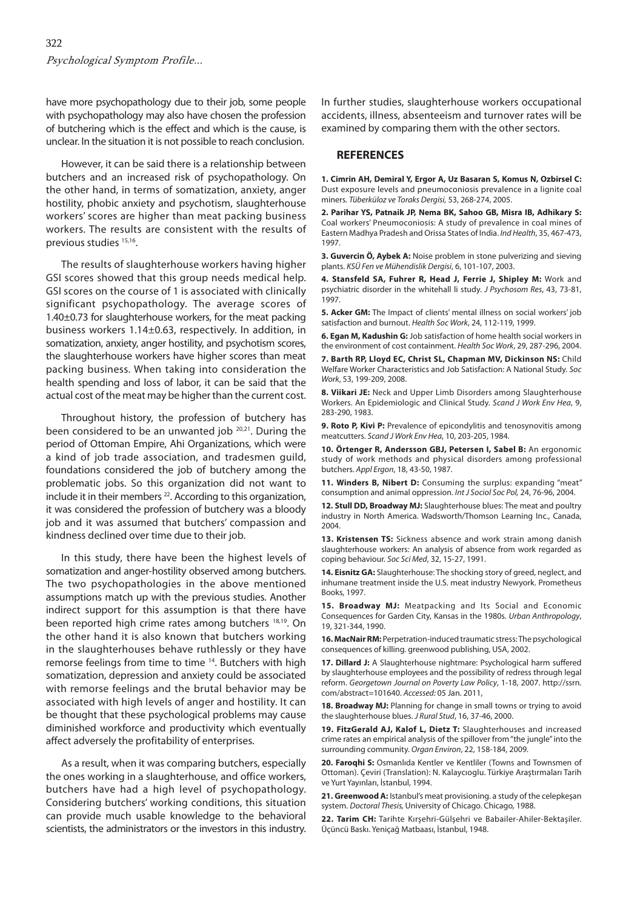have more psychopathology due to their job, some people with psychopathology may also have chosen the profession of butchering which is the effect and which is the cause, is unclear. In the situation it is not possible to reach conclusion.

However, it can be said there is a relationship between butchers and an increased risk of psychopathology. On the other hand, in terms of somatization, anxiety, anger hostility, phobic anxiety and psychotism, slaughterhouse workers' scores are higher than meat packing business workers. The results are consistent with the results of previous studies [15,16].

The results of slaughterhouse workers having higher GSI scores showed that this group needs medical help. GSI scores on the course of 1 is associated with clinically significant psychopathology. The average scores of 1.40±0.73 for slaughterhouse workers, for the meat packing business workers 1.14±0.63, respectively. In addition, in somatization, anxiety, anger hostility, and psychotism scores, the slaughterhouse workers have higher scores than meat packing business. When taking into consideration the health spending and loss of labor, it can be said that the actual cost of the meat may be higher than the current cost.

Throughout history, the profession of butchery has been considered to be an unwanted job [20,21]. During the period of Ottoman Empire, Ahi Organizations, which were a kind of job trade association, and tradesmen guild, foundations considered the job of butchery among the problematic jobs. So this organization did not want to include it in their members [22]. According to this organization, it was considered the profession of butchery was a bloody job and it was assumed that butchers' compassion and kindness declined over time due to their job.

In this study, there have been the highest levels of somatization and anger-hostility observed among butchers. The two psychopathologies in the above mentioned assumptions match up with the previous studies. Another indirect support for this assumption is that there have been reported high crime rates among butchers [18,19]. On the other hand it is also known that butchers working in the slaughterhouses behave ruthlessly or they have remorse feelings from time to time [14]. Butchers with high somatization, depression and anxiety could be associated with remorse feelings and the brutal behavior may be associated with high levels of anger and hostility. It can be thought that these psychological problems may cause diminished workforce and productivity which eventually affect adversely the profitability of enterprises.

As a result, when it was comparing butchers, especially the ones working in a slaughterhouse, and office workers, butchers have had a high level of psychopathology. Considering butchers' working conditions, this situation can provide much usable knowledge to the behavioral scientists, the administrators or the investors in this industry.

In further studies, slaughterhouse workers occupational accidents, illness, absenteeism and turnover rates will be examined by comparing them with the other sectors.

## REFERENCES

**1. Cimrin AH, Demiral Y, Ergor A, Uz Basaran S, Komus N, Ozbirsel C:** Dust exposure levels and pneumoconiosis prevalence in a lignite coal miners. *Tüberküloz ve Toraks Dergisi*, 53, 268-274, 2005.

**2. Parihar YS, Patnaik JP, Nema BK, Sahoo GB, Misra IB, Adhikary S:** Coal workers' Pneumoconiosis: A study of prevalence in coal mines of Eastern Madhya Pradesh and Orissa States of India. *Ind Health*, 35, 467-473, 1997.

**3. Guvercin Ö, Aybek A:** Noise problem in stone pulverizing and sieving plants. *KSÜ Fen ve Mühendislik Dergisi*, 6, 101-107, 2003.

**4. Stansfeld SA, Fuhrer R, Head J, Ferrie J, Shipley M:** Work and psychiatric disorder in the whitehall Ii study. *J Psychosom Res*, 43, 73-81, 1997.

**5. Acker GM:** The Impact of clients' mental illness on social workers' job satisfaction and burnout. *Health Soc Work*, 24, 112-119, 1999.

**6. Egan M, Kadushin G:** Job satisfaction of home health social workers in the environment of cost containment. *Health Soc Work*, 29, 287-296, 2004.

**7. Barth RP, Lloyd EC, Christ SL, Chapman MV, Dickinson NS:** Child Welfare Worker Characteristics and Job Satisfaction: A National Study. *Soc Work*, 53, 199-209, 2008.

**8. Viikari JE:** Neck and Upper Limb Disorders among Slaughterhouse Workers. An Epidemiologic and Clinical Study. *Scand J Work Env Hea*, 9, 283-290, 1983.

**9. Roto P, Kivi P:** Prevalence of epicondylitis and tenosynovitis among meatcutters. *Scand J Work Env Hea*, 10, 203-205, 1984.

**10. Örtenger R, Andersson GBJ, Petersen I, Sabel B:** An ergonomic study of work methods and physical disorders among professional butchers. *Appl Ergon*, 18, 43-50, 1987.

**11. Winders B, Nibert D:** Consuming the surplus: expanding "meat" consumption and animal oppression. *Int J Sociol Soc Pol*, 24, 76-96, 2004.

**12. Stull DD, Broadway MJ:** Slaughterhouse blues: The meat and poultry industry in North America. Wadsworth/Thomson Learning Inc., Canada, 2004.

**13. Kristensen TS:** Sickness absence and work strain among danish slaughterhouse workers: An analysis of absence from work regarded as coping behaviour. *Soc Sci Med*, 32, 15-27, 1991.

**14. Eisnitz GA:** Slaughterhouse: The shocking story of greed, neglect, and inhumane treatment inside the U.S. meat industry Newyork. Prometheus Books, 1997.

**15. Broadway MJ:** Meatpacking and Its Social and Economic Consequences for Garden City, Kansas in the 1980s. *Urban Anthropology*, 19, 321-344, 1990.

**16. MacNair RM:** Perpetration-induced traumatic stress: The psychological consequences of killing. greenwood publishing, USA, 2002.

**17. Dillard J:** A Slaughterhouse nightmare: Psychological harm suffered by slaughterhouse employees and the possibility of redress through legal reform. *Georgetown Journal on Poverty Law Policy*, 1-18, 2007. http://ssrn.com/abstract=101640. *Accessed:* 05 Jan. 2011,

**18. Broadway MJ:** Planning for change in small towns or trying to avoid the slaughterhouse blues. *J Rural Stud*, 16, 37-46, 2000.

**19. FitzGerald AJ, Kalof L, Dietz T:** Slaughterhouses and increased crime rates an empirical analysis of the spillover from "the jungle" into the surrounding community. *Organ Environ*, 22, 158-184, 2009.

**20. Faroqhi S:** Osmanlıda Kentler ve Kentliler (Towns and Townsmen of Ottoman). Çeviri (Translation): N. Kalaycıoglu. Türkiye Araştırmaları Tarih ve Yurt Yayınları, İstanbul, 1994.

**21. Greenwood A:** Istanbul's meat provisioning. a study of the celepkeşan system. *Doctoral Thesis,* University of Chicago. Chicago, 1988.

**22. Tarim CH:** Tarihte Kırşehri-Gülşehri ve Babailer-Ahiler-Bektaşiler. Üçüncü Baskı. Yeniçağ Matbaası, İstanbul, 1948.